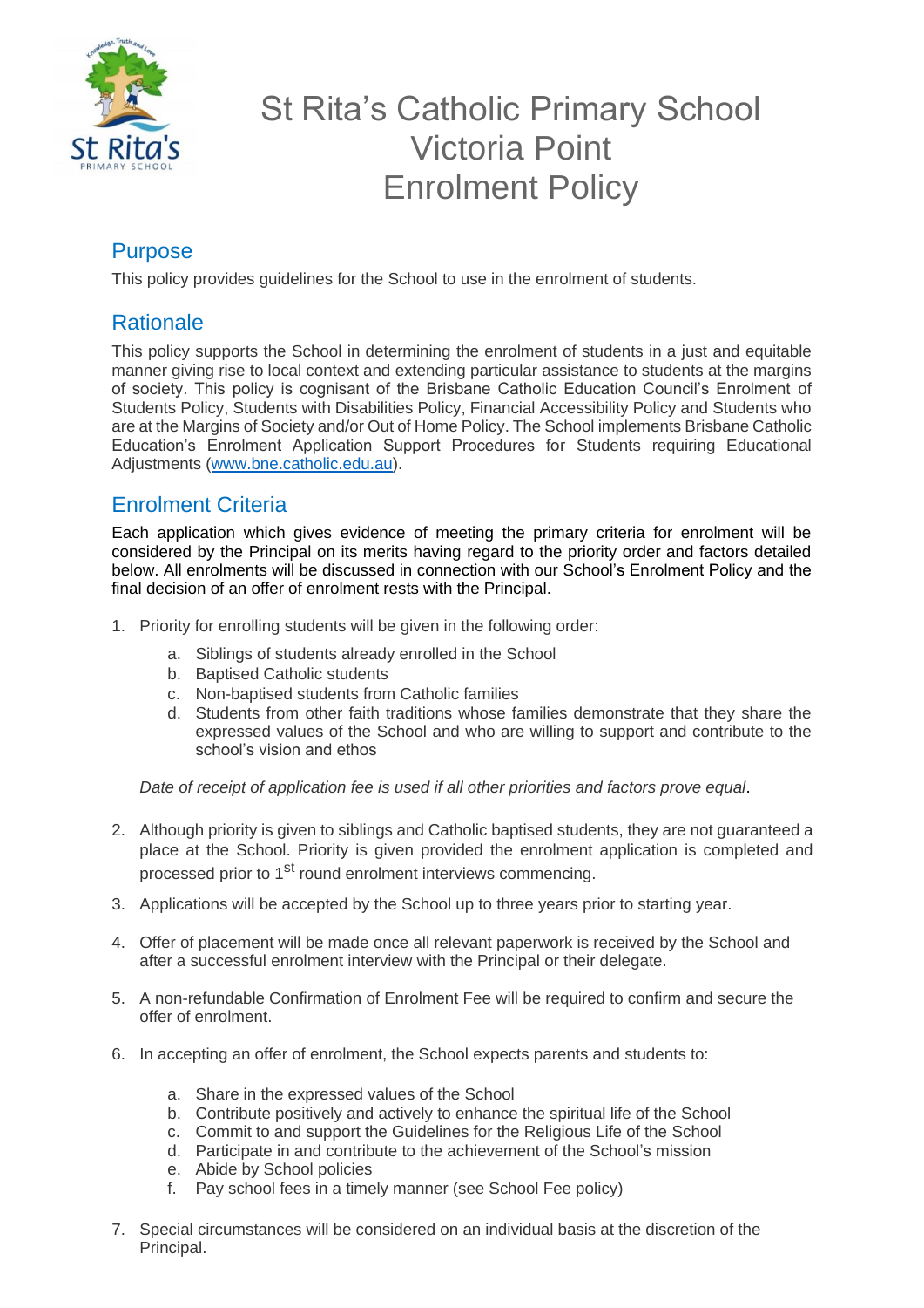# St Rita's Catholic Primary School Victoria Point Enrolment Policy

## Purpose

This policy provides guidelines for the School to use in the enrolment of students.

## Rationale

This policy supports the School in determining the enrolment of students in a just and equitable manner giving rise to local context and extending particular assistance to students at the margins of society. This policy is cognisant of the Brisbane Catholic Education Council's Enrolment of Students Policy, Students with Disabilities Policy, Financial Accessibility Policy and Students who are at the Margins of Society and/or Out of Home Policy. The School implements Brisbane Catholic Education's Enrolment Application Support Procedures for Students requiring Educational Adjustments (www.bne.catholic.edu.au).

## Enrolment Criteria

Each application which gives evidence of meeting the primary criteria for enrolment will be considered by the Principal on its merits having regard to the priority order and factors detailed below. All enrolments will be discussed in connection with our School's Enrolment Policy and the final decision of an offer of enrolment rests with the Principal.

1. Priority for enrolling students will be given in the following order:
   a. Siblings of students already enrolled in the School
   b. Baptised Catholic students
   c. Non-baptised students from Catholic families
   d. Students from other faith traditions whose families demonstrate that they share the expressed values of the School and who are willing to support and contribute to the school's vision and ethos

   *Date of receipt of application fee is used if all other priorities and factors prove equal*.

2. Although priority is given to siblings and Catholic baptised students, they are not guaranteed a place at the School. Priority is given provided the enrolment application is completed and processed prior to 1st round enrolment interviews commencing.

3. Applications will be accepted by the School up to three years prior to starting year.

4. Offer of placement will be made once all relevant paperwork is received by the School and after a successful enrolment interview with the Principal or their delegate.

5. A non-refundable Confirmation of Enrolment Fee will be required to confirm and secure the offer of enrolment.

6. In accepting an offer of enrolment, the School expects parents and students to:
   a. Share in the expressed values of the School
   b. Contribute positively and actively to enhance the spiritual life of the School
   c. Commit to and support the Guidelines for the Religious Life of the School
   d. Participate in and contribute to the achievement of the School's mission
   e. Abide by School policies
   f. Pay school fees in a timely manner (see School Fee policy)

7. Special circumstances will be considered on an individual basis at the discretion of the Principal.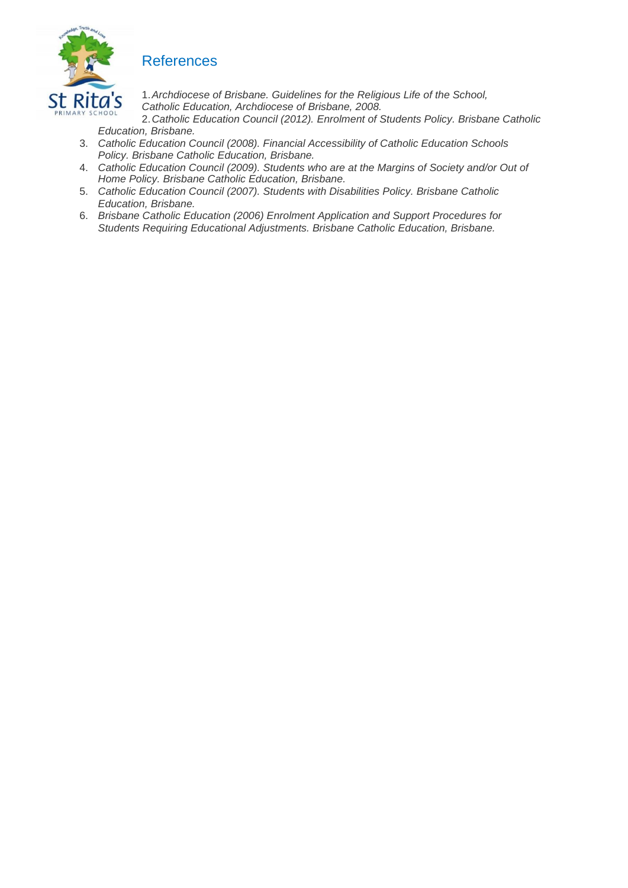## References

1. *Archdiocese of Brisbane. Guidelines for the Religious Life of the School, Catholic Education, Archdiocese of Brisbane, 2008.*
2. *Catholic Education Council (2012). Enrolment of Students Policy. Brisbane Catholic Education, Brisbane.*
3. *Catholic Education Council (2008). Financial Accessibility of Catholic Education Schools Policy. Brisbane Catholic Education, Brisbane.*
4. *Catholic Education Council (2009). Students who are at the Margins of Society and/or Out of Home Policy. Brisbane Catholic Education, Brisbane.*
5. *Catholic Education Council (2007). Students with Disabilities Policy. Brisbane Catholic Education, Brisbane.*
6. *Brisbane Catholic Education (2006) Enrolment Application and Support Procedures for Students Requiring Educational Adjustments. Brisbane Catholic Education, Brisbane.*